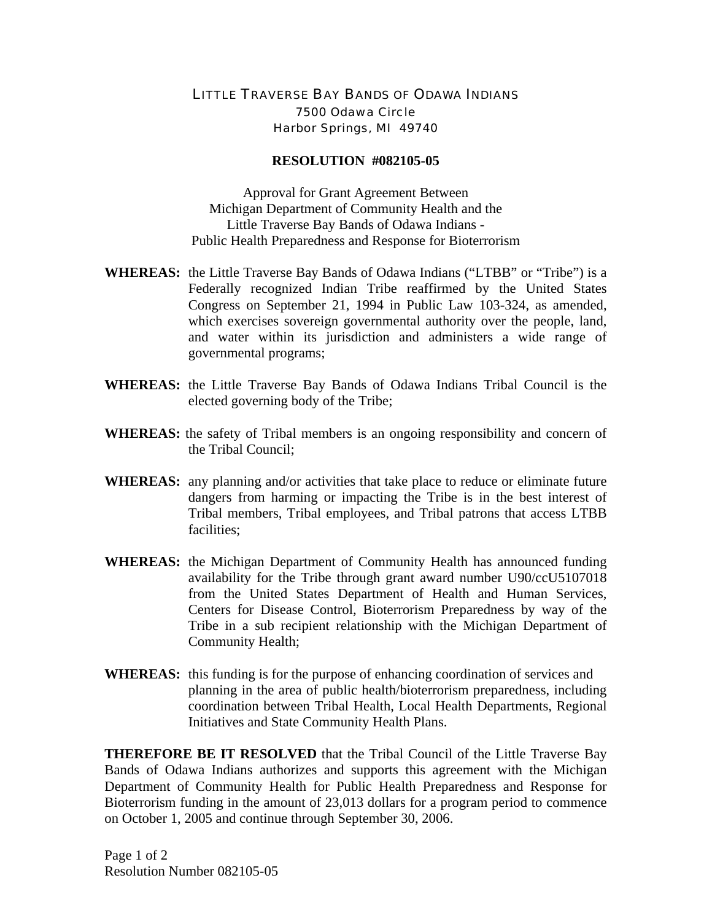LITTLE TRAVERSE BAY BANDS OF ODAWA INDIANS
7500 Odawa Circle
Harbor Springs, MI 49740

**RESOLUTION #082105-05**

Approval for Grant Agreement Between
Michigan Department of Community Health and the
Little Traverse Bay Bands of Odawa Indians -
Public Health Preparedness and Response for Bioterrorism

**WHEREAS:** the Little Traverse Bay Bands of Odawa Indians ("LTBB" or "Tribe") is a Federally recognized Indian Tribe reaffirmed by the United States Congress on September 21, 1994 in Public Law 103-324, as amended, which exercises sovereign governmental authority over the people, land, and water within its jurisdiction and administers a wide range of governmental programs;

**WHEREAS:** the Little Traverse Bay Bands of Odawa Indians Tribal Council is the elected governing body of the Tribe;

**WHEREAS:** the safety of Tribal members is an ongoing responsibility and concern of the Tribal Council;

**WHEREAS:** any planning and/or activities that take place to reduce or eliminate future dangers from harming or impacting the Tribe is in the best interest of Tribal members, Tribal employees, and Tribal patrons that access LTBB facilities;

**WHEREAS:** the Michigan Department of Community Health has announced funding availability for the Tribe through grant award number U90/ccU5107018 from the United States Department of Health and Human Services, Centers for Disease Control, Bioterrorism Preparedness by way of the Tribe in a sub recipient relationship with the Michigan Department of Community Health;

**WHEREAS:** this funding is for the purpose of enhancing coordination of services and planning in the area of public health/bioterrorism preparedness, including coordination between Tribal Health, Local Health Departments, Regional Initiatives and State Community Health Plans.

**THEREFORE BE IT RESOLVED** that the Tribal Council of the Little Traverse Bay Bands of Odawa Indians authorizes and supports this agreement with the Michigan Department of Community Health for Public Health Preparedness and Response for Bioterrorism funding in the amount of 23,013 dollars for a program period to commence on October 1, 2005 and continue through September 30, 2006.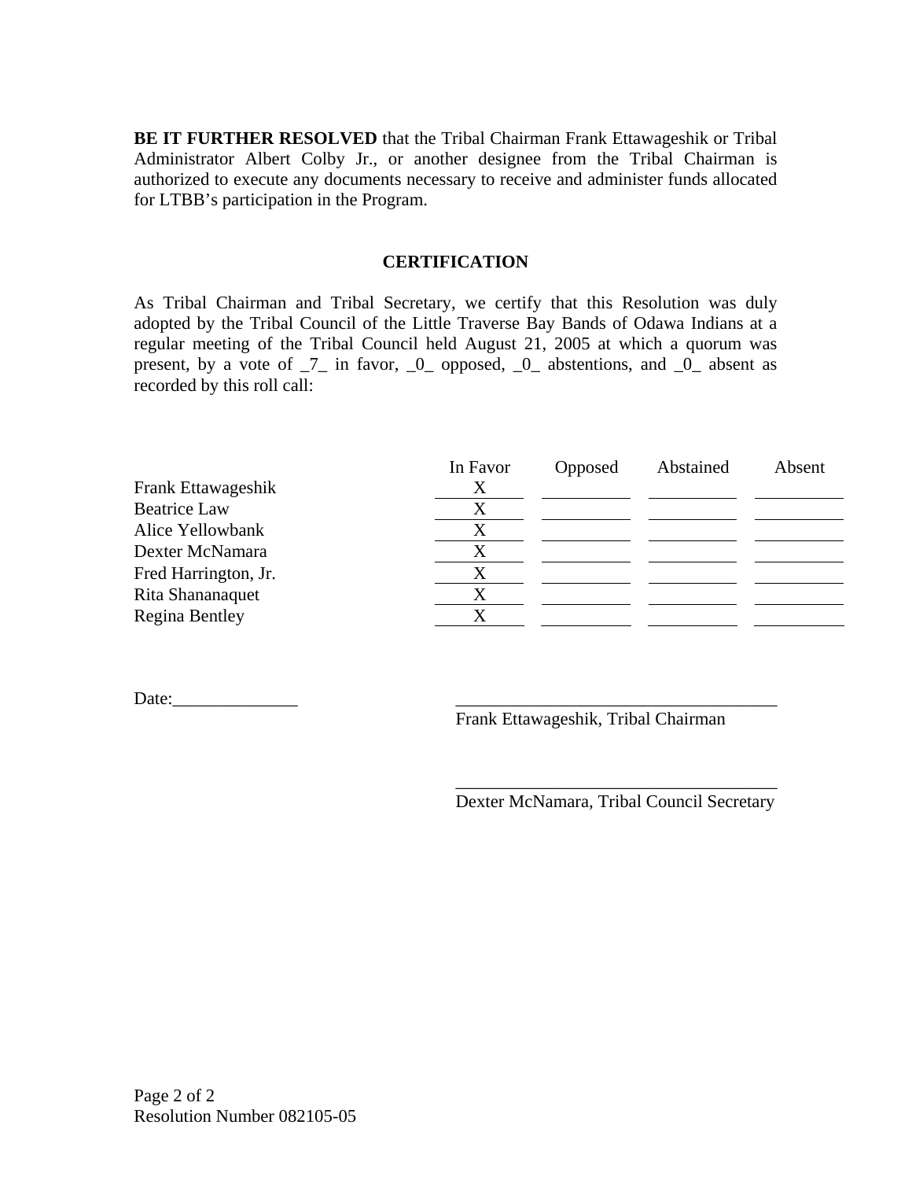**BE IT FURTHER RESOLVED** that the Tribal Chairman Frank Ettawageshik or Tribal Administrator Albert Colby Jr., or another designee from the Tribal Chairman is authorized to execute any documents necessary to receive and administer funds allocated for LTBB's participation in the Program.

## CERTIFICATION

As Tribal Chairman and Tribal Secretary, we certify that this Resolution was duly adopted by the Tribal Council of the Little Traverse Bay Bands of Odawa Indians at a regular meeting of the Tribal Council held August 21, 2005 at which a quorum was present, by a vote of _7_ in favor, _0_ opposed, _0_ abstentions, and _0_ absent as recorded by this roll call:

| | In Favor | Opposed | Abstained | Absent |
|---|---|---|---|---|
| Frank Ettawageshik | X | | | |
| Beatrice Law | X | | | |
| Alice Yellowbank | X | | | |
| Dexter McNamara | X | | | |
| Fred Harrington, Jr. | X | | | |
| Rita Shananaquet | X | | | |
| Regina Bentley | X | | | |

Date:______________

____________________________________
Frank Ettawageshik, Tribal Chairman

____________________________________
Dexter McNamara, Tribal Council Secretary

Resolution Number 082105-05